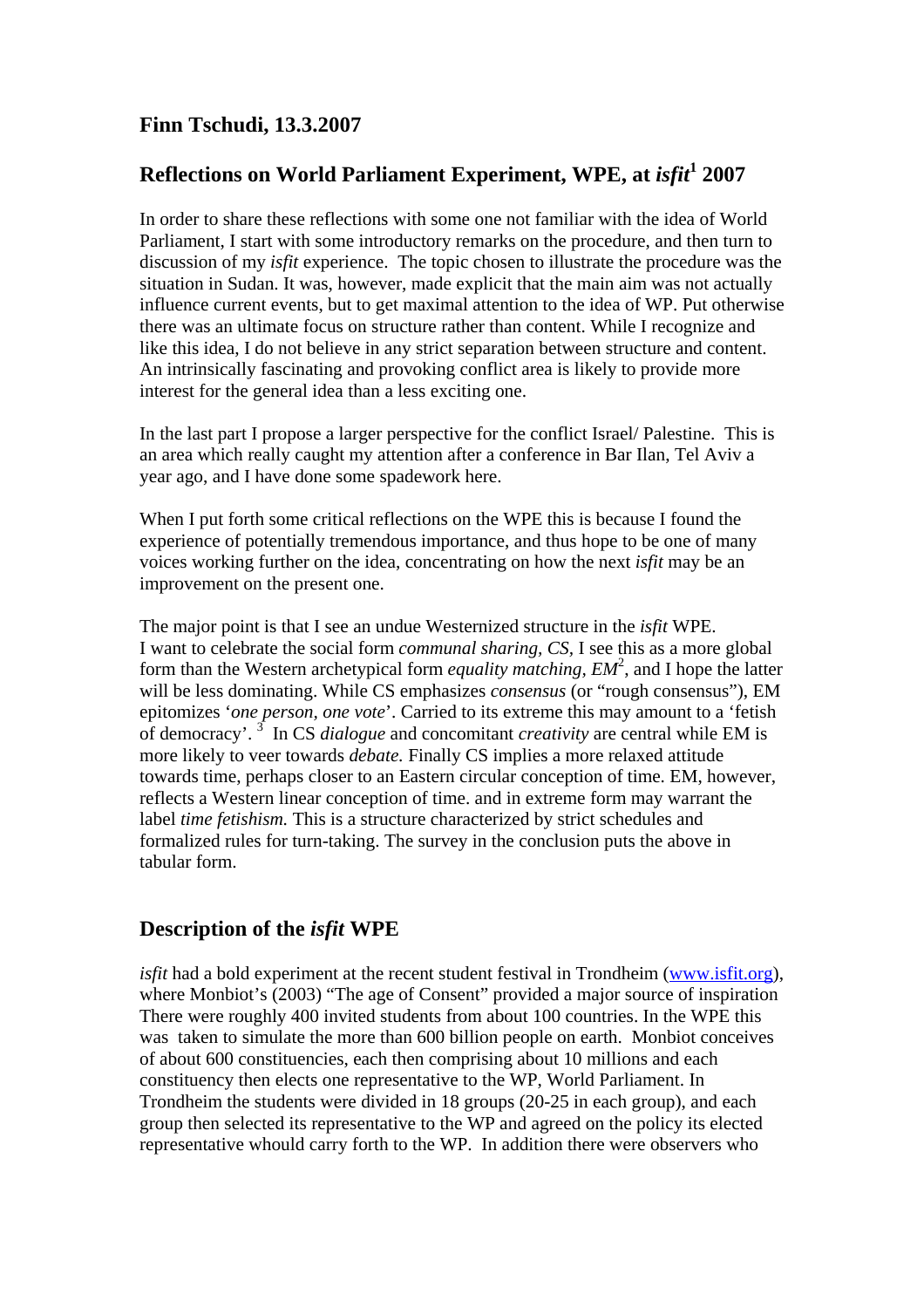**Finn Tschudi, 13.3.2007**

## Reflections on World Parliament Experiment, WPE, at *isfit*[1] 2007

In order to share these reflections with some one not familiar with the idea of World Parliament, I start with some introductory remarks on the procedure, and then turn to discussion of my *isfit* experience. The topic chosen to illustrate the procedure was the situation in Sudan. It was, however, made explicit that the main aim was not actually influence current events, but to get maximal attention to the idea of WP. Put otherwise there was an ultimate focus on structure rather than content. While I recognize and like this idea, I do not believe in any strict separation between structure and content. An intrinsically fascinating and provoking conflict area is likely to provide more interest for the general idea than a less exciting one.

In the last part I propose a larger perspective for the conflict Israel/ Palestine. This is an area which really caught my attention after a conference in Bar Ilan, Tel Aviv a year ago, and I have done some spadework here.

When I put forth some critical reflections on the WPE this is because I found the experience of potentially tremendous importance, and thus hope to be one of many voices working further on the idea, concentrating on how the next *isfit* may be an improvement on the present one.

The major point is that I see an undue Westernized structure in the *isfit* WPE. I want to celebrate the social form *communal sharing, CS*, I see this as a more global form than the Western archetypical form *equality matching, EM*[2], and I hope the latter will be less dominating. While CS emphasizes *consensus* (or "rough consensus"), EM epitomizes '*one person, one vote*'. Carried to its extreme this may amount to a 'fetish of democracy'. [3] In CS *dialogue* and concomitant *creativity* are central while EM is more likely to veer towards *debate.* Finally CS implies a more relaxed attitude towards time, perhaps closer to an Eastern circular conception of time. EM, however, reflects a Western linear conception of time. and in extreme form may warrant the label *time fetishism.* This is a structure characterized by strict schedules and formalized rules for turn-taking. The survey in the conclusion puts the above in tabular form.

## Description of the *isfit* WPE

*isfit* had a bold experiment at the recent student festival in Trondheim (www.isfit.org), where Monbiot's (2003) "The age of Consent" provided a major source of inspiration There were roughly 400 invited students from about 100 countries. In the WPE this was taken to simulate the more than 600 billion people on earth. Monbiot conceives of about 600 constituencies, each then comprising about 10 millions and each constituency then elects one representative to the WP, World Parliament. In Trondheim the students were divided in 18 groups (20-25 in each group), and each group then selected its representative to the WP and agreed on the policy its elected representative whould carry forth to the WP. In addition there were observers who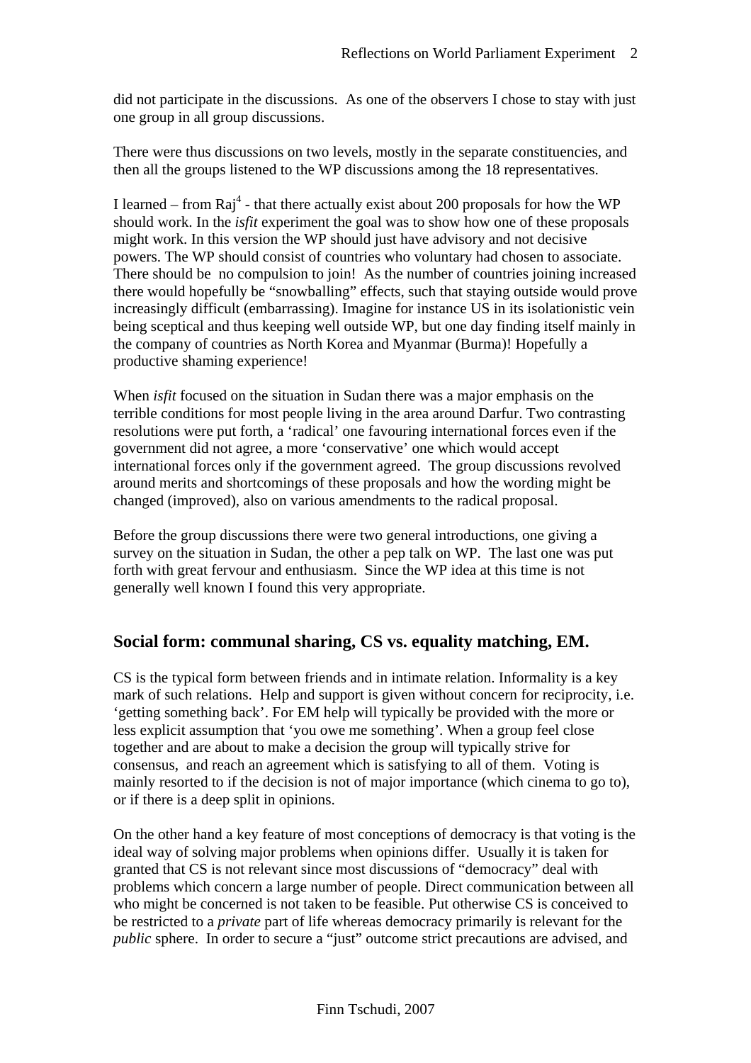did not participate in the discussions. As one of the observers I chose to stay with just one group in all group discussions.

There were thus discussions on two levels, mostly in the separate constituencies, and then all the groups listened to the WP discussions among the 18 representatives.

I learned – from Raj[4] - that there actually exist about 200 proposals for how the WP should work. In the *isfit* experiment the goal was to show how one of these proposals might work. In this version the WP should just have advisory and not decisive powers. The WP should consist of countries who voluntary had chosen to associate. There should be no compulsion to join! As the number of countries joining increased there would hopefully be "snowballing" effects, such that staying outside would prove increasingly difficult (embarrassing). Imagine for instance US in its isolationistic vein being sceptical and thus keeping well outside WP, but one day finding itself mainly in the company of countries as North Korea and Myanmar (Burma)! Hopefully a productive shaming experience!

When *isfit* focused on the situation in Sudan there was a major emphasis on the terrible conditions for most people living in the area around Darfur. Two contrasting resolutions were put forth, a 'radical' one favouring international forces even if the government did not agree, a more 'conservative' one which would accept international forces only if the government agreed. The group discussions revolved around merits and shortcomings of these proposals and how the wording might be changed (improved), also on various amendments to the radical proposal.

Before the group discussions there were two general introductions, one giving a survey on the situation in Sudan, the other a pep talk on WP. The last one was put forth with great fervour and enthusiasm. Since the WP idea at this time is not generally well known I found this very appropriate.

## Social form: communal sharing, CS vs. equality matching, EM.

CS is the typical form between friends and in intimate relation. Informality is a key mark of such relations. Help and support is given without concern for reciprocity, i.e. 'getting something back'. For EM help will typically be provided with the more or less explicit assumption that 'you owe me something'. When a group feel close together and are about to make a decision the group will typically strive for consensus, and reach an agreement which is satisfying to all of them. Voting is mainly resorted to if the decision is not of major importance (which cinema to go to), or if there is a deep split in opinions.

On the other hand a key feature of most conceptions of democracy is that voting is the ideal way of solving major problems when opinions differ. Usually it is taken for granted that CS is not relevant since most discussions of "democracy" deal with problems which concern a large number of people. Direct communication between all who might be concerned is not taken to be feasible. Put otherwise CS is conceived to be restricted to a *private* part of life whereas democracy primarily is relevant for the *public* sphere. In order to secure a "just" outcome strict precautions are advised, and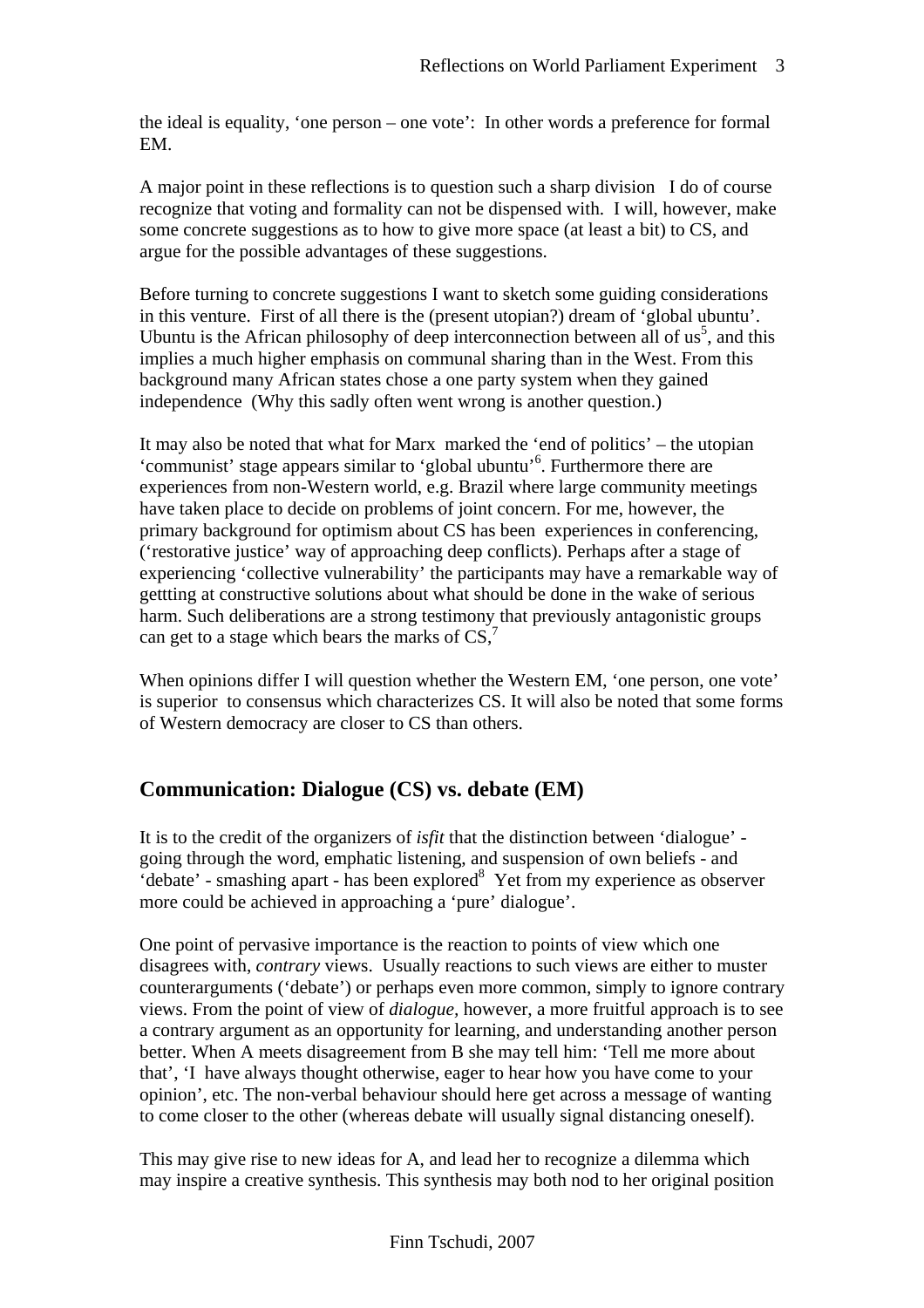the ideal is equality, 'one person – one vote': In other words a preference for formal EM.

A major point in these reflections is to question such a sharp division I do of course recognize that voting and formality can not be dispensed with. I will, however, make some concrete suggestions as to how to give more space (at least a bit) to CS, and argue for the possible advantages of these suggestions.

Before turning to concrete suggestions I want to sketch some guiding considerations in this venture. First of all there is the (present utopian?) dream of 'global ubuntu'. Ubuntu is the African philosophy of deep interconnection between all of us[5], and this implies a much higher emphasis on communal sharing than in the West. From this background many African states chose a one party system when they gained independence (Why this sadly often went wrong is another question.)

It may also be noted that what for Marx marked the 'end of politics' – the utopian 'communist' stage appears similar to 'global ubuntu'[6]. Furthermore there are experiences from non-Western world, e.g. Brazil where large community meetings have taken place to decide on problems of joint concern. For me, however, the primary background for optimism about CS has been experiences in conferencing, ('restorative justice' way of approaching deep conflicts). Perhaps after a stage of experiencing 'collective vulnerability' the participants may have a remarkable way of gettting at constructive solutions about what should be done in the wake of serious harm. Such deliberations are a strong testimony that previously antagonistic groups can get to a stage which bears the marks of CS,[7]

When opinions differ I will question whether the Western EM, 'one person, one vote' is superior to consensus which characterizes CS. It will also be noted that some forms of Western democracy are closer to CS than others.

## Communication: Dialogue (CS) vs. debate (EM)

It is to the credit of the organizers of *isfit* that the distinction between 'dialogue' - going through the word, emphatic listening, and suspension of own beliefs - and 'debate' - smashing apart - has been explored[8] Yet from my experience as observer more could be achieved in approaching a 'pure' dialogue'.

One point of pervasive importance is the reaction to points of view which one disagrees with, *contrary* views. Usually reactions to such views are either to muster counterarguments ('debate') or perhaps even more common, simply to ignore contrary views. From the point of view of *dialogue*, however, a more fruitful approach is to see a contrary argument as an opportunity for learning, and understanding another person better. When A meets disagreement from B she may tell him: 'Tell me more about that', 'I have always thought otherwise, eager to hear how you have come to your opinion', etc. The non-verbal behaviour should here get across a message of wanting to come closer to the other (whereas debate will usually signal distancing oneself).

This may give rise to new ideas for A, and lead her to recognize a dilemma which may inspire a creative synthesis. This synthesis may both nod to her original position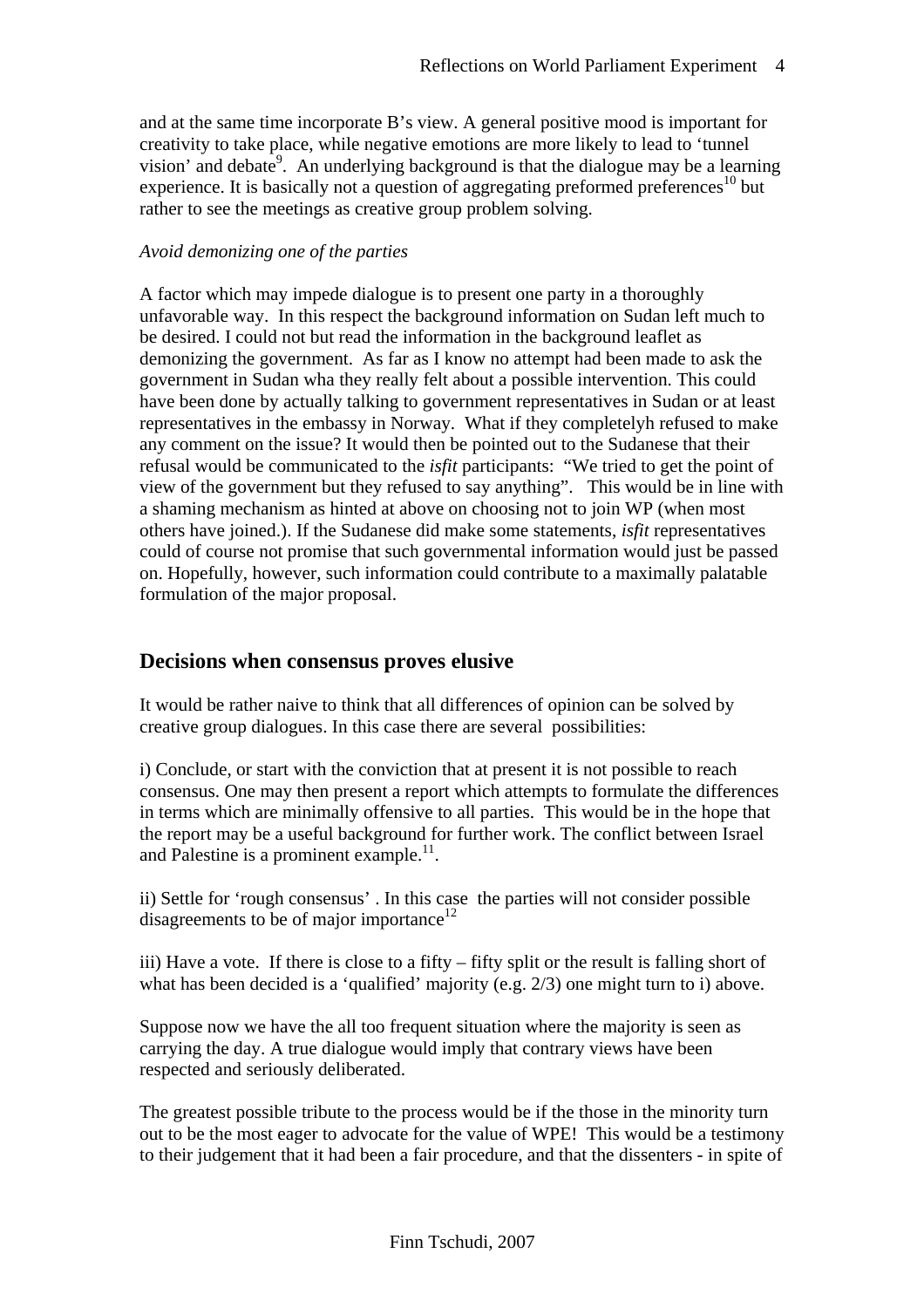and at the same time incorporate B's view. A general positive mood is important for creativity to take place, while negative emotions are more likely to lead to 'tunnel vision' and debate[9]. An underlying background is that the dialogue may be a learning experience. It is basically not a question of aggregating preformed preferences[10] but rather to see the meetings as creative group problem solving.

*Avoid demonizing one of the parties*

A factor which may impede dialogue is to present one party in a thoroughly unfavorable way. In this respect the background information on Sudan left much to be desired. I could not but read the information in the background leaflet as demonizing the government. As far as I know no attempt had been made to ask the government in Sudan wha they really felt about a possible intervention. This could have been done by actually talking to government representatives in Sudan or at least representatives in the embassy in Norway. What if they completelyh refused to make any comment on the issue? It would then be pointed out to the Sudanese that their refusal would be communicated to the *isfit* participants: "We tried to get the point of view of the government but they refused to say anything". This would be in line with a shaming mechanism as hinted at above on choosing not to join WP (when most others have joined.). If the Sudanese did make some statements, *isfit* representatives could of course not promise that such governmental information would just be passed on. Hopefully, however, such information could contribute to a maximally palatable formulation of the major proposal.

## Decisions when consensus proves elusive

It would be rather naive to think that all differences of opinion can be solved by creative group dialogues. In this case there are several possibilities:

i) Conclude, or start with the conviction that at present it is not possible to reach consensus. One may then present a report which attempts to formulate the differences in terms which are minimally offensive to all parties. This would be in the hope that the report may be a useful background for further work. The conflict between Israel and Palestine is a prominent example.[11].

ii) Settle for 'rough consensus' . In this case the parties will not consider possible disagreements to be of major importance[12]

iii) Have a vote. If there is close to a fifty – fifty split or the result is falling short of what has been decided is a 'qualified' majority (e.g. 2/3) one might turn to i) above.

Suppose now we have the all too frequent situation where the majority is seen as carrying the day. A true dialogue would imply that contrary views have been respected and seriously deliberated.

The greatest possible tribute to the process would be if the those in the minority turn out to be the most eager to advocate for the value of WPE! This would be a testimony to their judgement that it had been a fair procedure, and that the dissenters - in spite of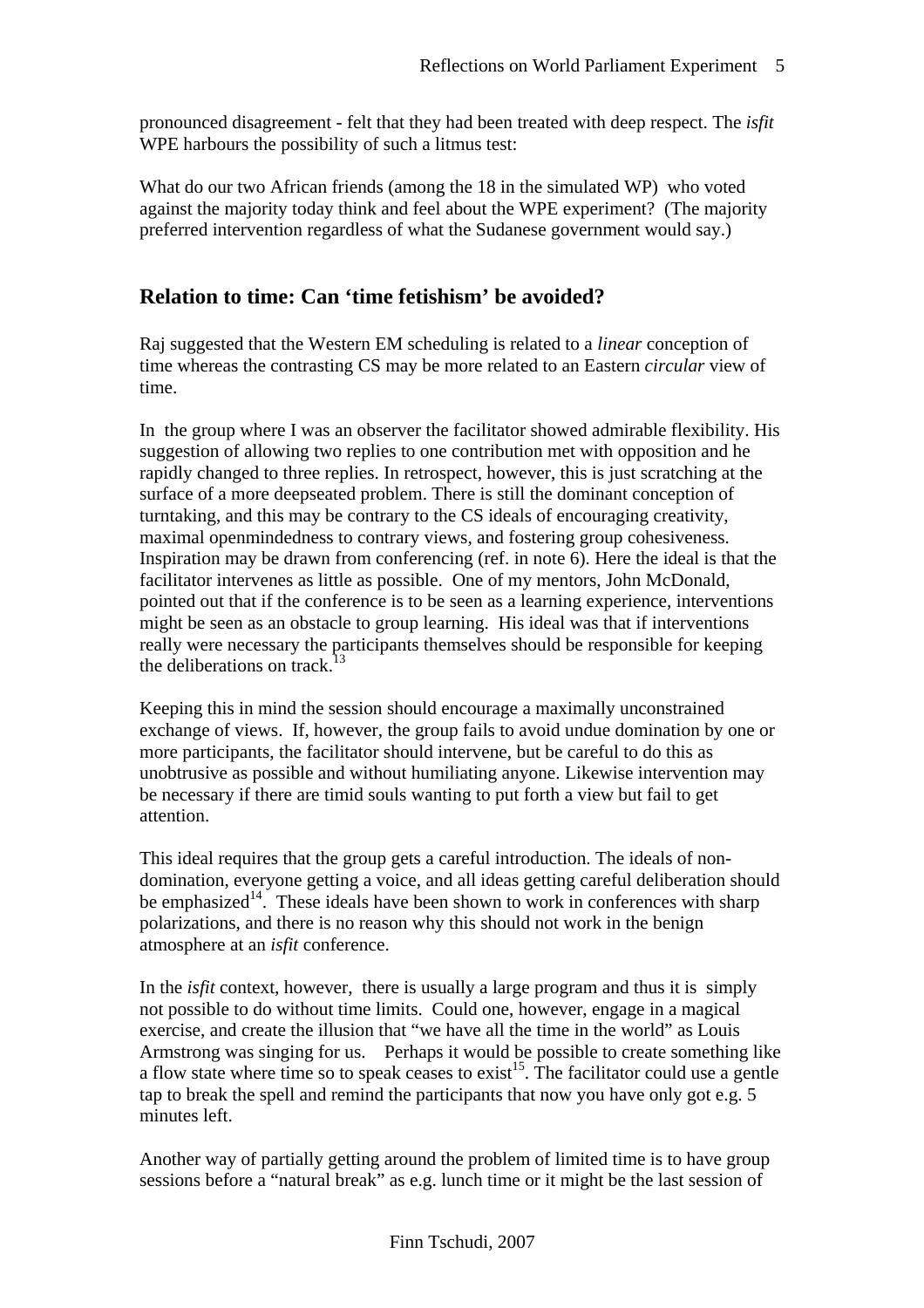pronounced disagreement - felt that they had been treated with deep respect. The *isfit* WPE harbours the possibility of such a litmus test:

What do our two African friends (among the 18 in the simulated WP) who voted against the majority today think and feel about the WPE experiment? (The majority preferred intervention regardless of what the Sudanese government would say.)

## Relation to time: Can 'time fetishism' be avoided?

Raj suggested that the Western EM scheduling is related to a *linear* conception of time whereas the contrasting CS may be more related to an Eastern *circular* view of time.

In the group where I was an observer the facilitator showed admirable flexibility. His suggestion of allowing two replies to one contribution met with opposition and he rapidly changed to three replies. In retrospect, however, this is just scratching at the surface of a more deepseated problem. There is still the dominant conception of turntaking, and this may be contrary to the CS ideals of encouraging creativity, maximal openmindedness to contrary views, and fostering group cohesiveness. Inspiration may be drawn from conferencing (ref. in note 6). Here the ideal is that the facilitator intervenes as little as possible. One of my mentors, John McDonald, pointed out that if the conference is to be seen as a learning experience, interventions might be seen as an obstacle to group learning. His ideal was that if interventions really were necessary the participants themselves should be responsible for keeping the deliberations on track.[13]

Keeping this in mind the session should encourage a maximally unconstrained exchange of views. If, however, the group fails to avoid undue domination by one or more participants, the facilitator should intervene, but be careful to do this as unobtrusive as possible and without humiliating anyone. Likewise intervention may be necessary if there are timid souls wanting to put forth a view but fail to get attention.

This ideal requires that the group gets a careful introduction. The ideals of non-domination, everyone getting a voice, and all ideas getting careful deliberation should be emphasized[14]. These ideals have been shown to work in conferences with sharp polarizations, and there is no reason why this should not work in the benign atmosphere at an *isfit* conference.

In the *isfit* context, however, there is usually a large program and thus it is simply not possible to do without time limits. Could one, however, engage in a magical exercise, and create the illusion that "we have all the time in the world" as Louis Armstrong was singing for us. Perhaps it would be possible to create something like a flow state where time so to speak ceases to exist[15]. The facilitator could use a gentle tap to break the spell and remind the participants that now you have only got e.g. 5 minutes left.

Another way of partially getting around the problem of limited time is to have group sessions before a "natural break" as e.g. lunch time or it might be the last session of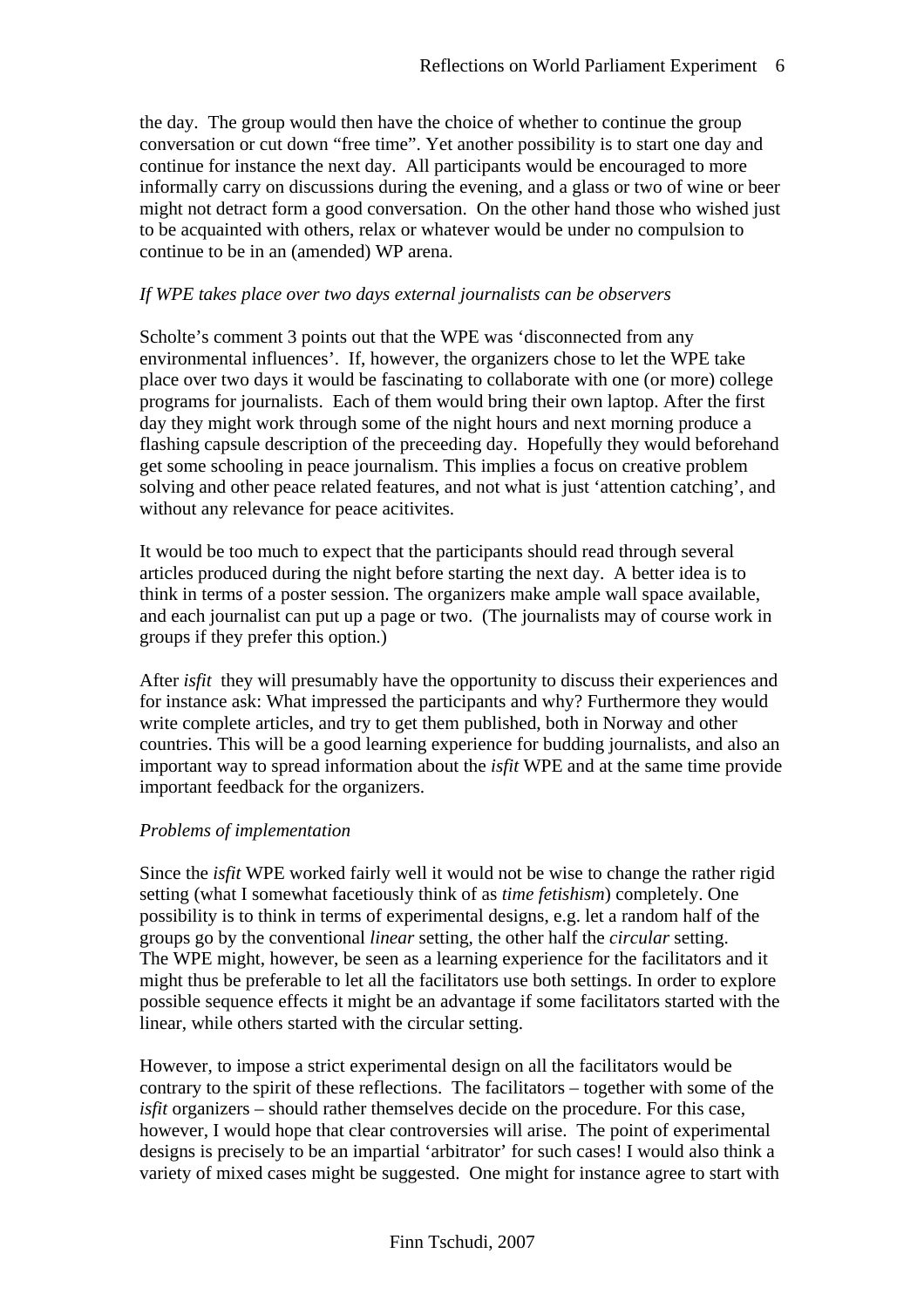the day. The group would then have the choice of whether to continue the group conversation or cut down "free time". Yet another possibility is to start one day and continue for instance the next day. All participants would be encouraged to more informally carry on discussions during the evening, and a glass or two of wine or beer might not detract form a good conversation. On the other hand those who wished just to be acquainted with others, relax or whatever would be under no compulsion to continue to be in an (amended) WP arena.

*If WPE takes place over two days external journalists can be observers*

Scholte's comment 3 points out that the WPE was 'disconnected from any environmental influences'. If, however, the organizers chose to let the WPE take place over two days it would be fascinating to collaborate with one (or more) college programs for journalists. Each of them would bring their own laptop. After the first day they might work through some of the night hours and next morning produce a flashing capsule description of the preceeding day. Hopefully they would beforehand get some schooling in peace journalism. This implies a focus on creative problem solving and other peace related features, and not what is just 'attention catching', and without any relevance for peace acitivites.

It would be too much to expect that the participants should read through several articles produced during the night before starting the next day. A better idea is to think in terms of a poster session. The organizers make ample wall space available, and each journalist can put up a page or two. (The journalists may of course work in groups if they prefer this option.)

After *isfit* they will presumably have the opportunity to discuss their experiences and for instance ask: What impressed the participants and why? Furthermore they would write complete articles, and try to get them published, both in Norway and other countries. This will be a good learning experience for budding journalists, and also an important way to spread information about the *isfit* WPE and at the same time provide important feedback for the organizers.

*Problems of implementation*

Since the *isfit* WPE worked fairly well it would not be wise to change the rather rigid setting (what I somewhat facetiously think of as *time fetishism*) completely. One possibility is to think in terms of experimental designs, e.g. let a random half of the groups go by the conventional *linear* setting, the other half the *circular* setting. The WPE might, however, be seen as a learning experience for the facilitators and it might thus be preferable to let all the facilitators use both settings. In order to explore possible sequence effects it might be an advantage if some facilitators started with the linear, while others started with the circular setting.

However, to impose a strict experimental design on all the facilitators would be contrary to the spirit of these reflections. The facilitators – together with some of the *isfit* organizers – should rather themselves decide on the procedure. For this case, however, I would hope that clear controversies will arise. The point of experimental designs is precisely to be an impartial 'arbitrator' for such cases! I would also think a variety of mixed cases might be suggested. One might for instance agree to start with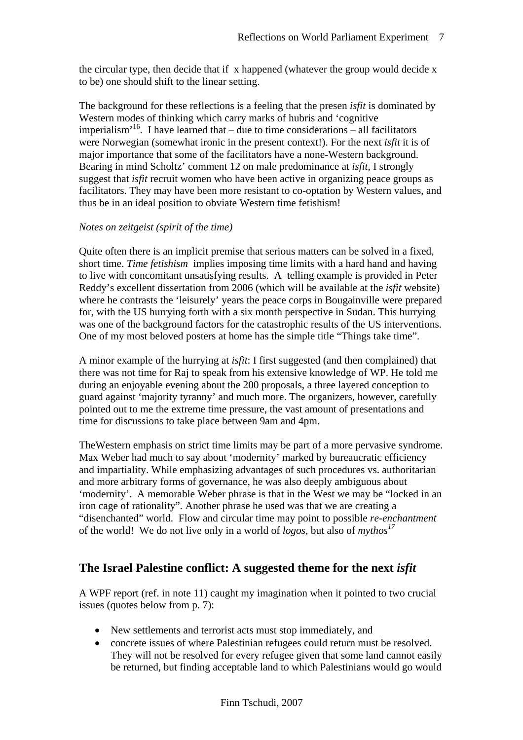the circular type, then decide that if  x happened (whatever the group would decide x to be) one should shift to the linear setting.

The background for these reflections is a feeling that the presen *isfit* is dominated by Western modes of thinking which carry marks of hubris and 'cognitive imperialism'[16]. I have learned that – due to time considerations – all facilitators were Norwegian (somewhat ironic in the present context!). For the next *isfit* it is of major importance that some of the facilitators have a none-Western background. Bearing in mind Scholtz' comment 12 on male predominance at *isfit*, I strongly suggest that *isfit* recruit women who have been active in organizing peace groups as facilitators. They may have been more resistant to co-optation by Western values, and thus be in an ideal position to obviate Western time fetishism!

*Notes on zeitgeist (spirit of the time)*

Quite often there is an implicit premise that serious matters can be solved in a fixed, short time. *Time fetishism* implies imposing time limits with a hard hand and having to live with concomitant unsatisfying results. A telling example is provided in Peter Reddy's excellent dissertation from 2006 (which will be available at the *isfit* website) where he contrasts the 'leisurely' years the peace corps in Bougainville were prepared for, with the US hurrying forth with a six month perspective in Sudan. This hurrying was one of the background factors for the catastrophic results of the US interventions. One of my most beloved posters at home has the simple title "Things take time".

A minor example of the hurrying at *isfit*: I first suggested (and then complained) that there was not time for Raj to speak from his extensive knowledge of WP. He told me during an enjoyable evening about the 200 proposals, a three layered conception to guard against 'majority tyranny' and much more. The organizers, however, carefully pointed out to me the extreme time pressure, the vast amount of presentations and time for discussions to take place between 9am and 4pm.

TheWestern emphasis on strict time limits may be part of a more pervasive syndrome. Max Weber had much to say about 'modernity' marked by bureaucratic efficiency and impartiality. While emphasizing advantages of such procedures vs. authoritarian and more arbitrary forms of governance, he was also deeply ambiguous about 'modernity'. A memorable Weber phrase is that in the West we may be "locked in an iron cage of rationality". Another phrase he used was that we are creating a "disenchanted" world. Flow and circular time may point to possible *re-enchantment* of the world! We do not live only in a world of *logos*, but also of *mythos*[17]

## The Israel Palestine conflict: A suggested theme for the next *isfit*

A WPF report (ref. in note 11) caught my imagination when it pointed to two crucial issues (quotes below from p. 7):

- New settlements and terrorist acts must stop immediately, and
- concrete issues of where Palestinian refugees could return must be resolved. They will not be resolved for every refugee given that some land cannot easily be returned, but finding acceptable land to which Palestinians would go would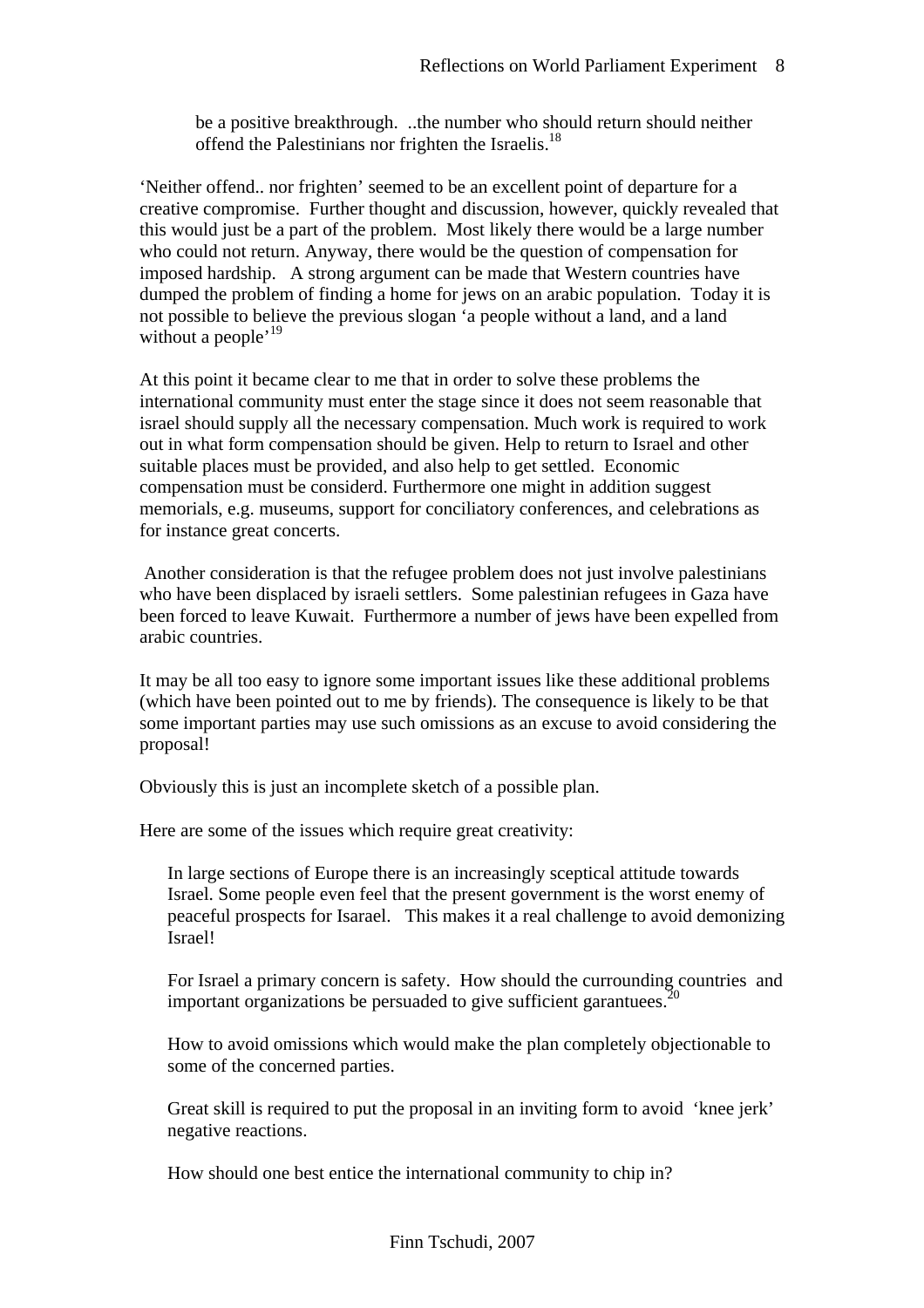> be a positive breakthrough. ..the number who should return should neither offend the Palestinians nor frighten the Israelis.[18]

'Neither offend.. nor frighten' seemed to be an excellent point of departure for a creative compromise. Further thought and discussion, however, quickly revealed that this would just be a part of the problem. Most likely there would be a large number who could not return. Anyway, there would be the question of compensation for imposed hardship. A strong argument can be made that Western countries have dumped the problem of finding a home for jews on an arabic population. Today it is not possible to believe the previous slogan 'a people without a land, and a land without a people'[19]

At this point it became clear to me that in order to solve these problems the international community must enter the stage since it does not seem reasonable that israel should supply all the necessary compensation. Much work is required to work out in what form compensation should be given. Help to return to Israel and other suitable places must be provided, and also help to get settled. Economic compensation must be considerd. Furthermore one might in addition suggest memorials, e.g. museums, support for conciliatory conferences, and celebrations as for instance great concerts.

Another consideration is that the refugee problem does not just involve palestinians who have been displaced by israeli settlers. Some palestinian refugees in Gaza have been forced to leave Kuwait. Furthermore a number of jews have been expelled from arabic countries.

It may be all too easy to ignore some important issues like these additional problems (which have been pointed out to me by friends). The consequence is likely to be that some important parties may use such omissions as an excuse to avoid considering the proposal!

Obviously this is just an incomplete sketch of a possible plan.

Here are some of the issues which require great creativity:

In large sections of Europe there is an increasingly sceptical attitude towards Israel. Some people even feel that the present government is the worst enemy of peaceful prospects for Isarael. This makes it a real challenge to avoid demonizing Israel!

For Israel a primary concern is safety. How should the currounding countries and important organizations be persuaded to give sufficient garantuees.[20]

How to avoid omissions which would make the plan completely objectionable to some of the concerned parties.

Great skill is required to put the proposal in an inviting form to avoid 'knee jerk' negative reactions.

How should one best entice the international community to chip in?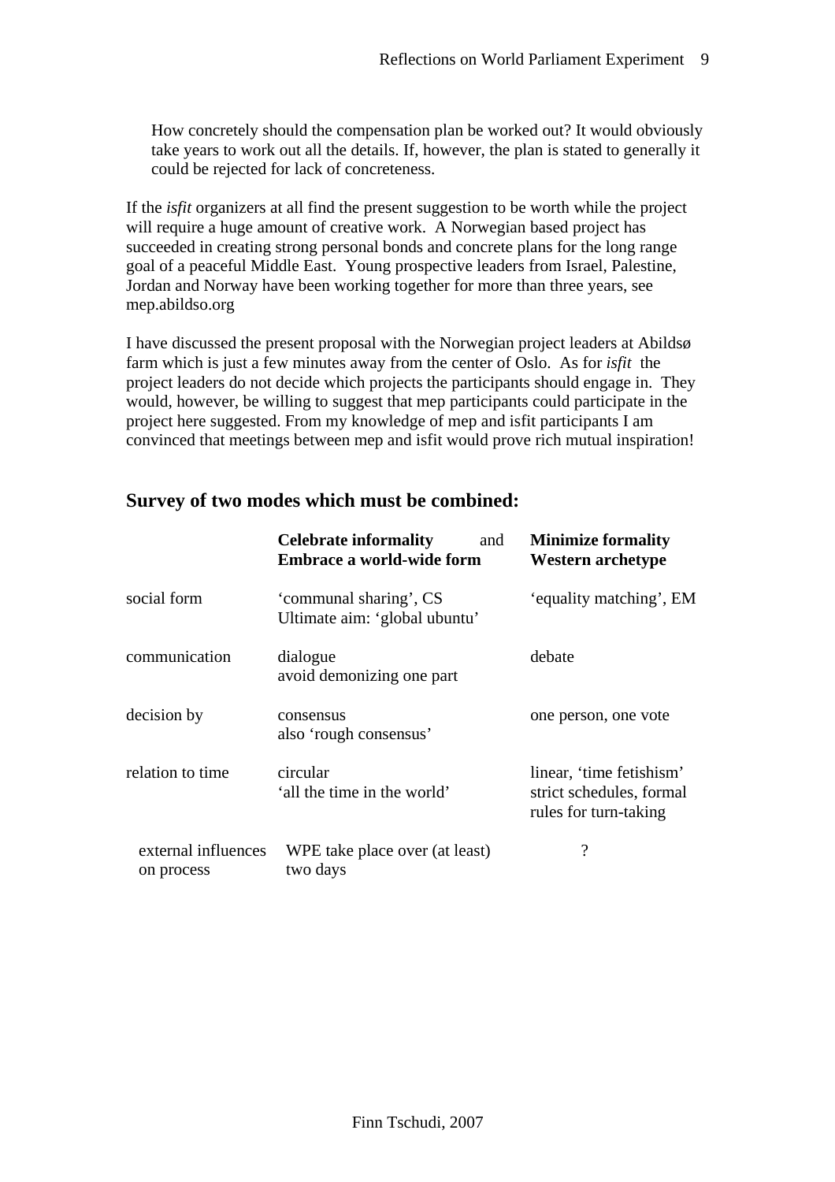> How concretely should the compensation plan be worked out? It would obviously take years to work out all the details. If, however, the plan is stated to generally it could be rejected for lack of concreteness.

If the *isfit* organizers at all find the present suggestion to be worth while the project will require a huge amount of creative work. A Norwegian based project has succeeded in creating strong personal bonds and concrete plans for the long range goal of a peaceful Middle East. Young prospective leaders from Israel, Palestine, Jordan and Norway have been working together for more than three years, see mep.abildso.org

I have discussed the present proposal with the Norwegian project leaders at Abildsø farm which is just a few minutes away from the center of Oslo. As for *isfit* the project leaders do not decide which projects the participants should engage in. They would, however, be willing to suggest that mep participants could participate in the project here suggested. From my knowledge of mep and isfit participants I am convinced that meetings between mep and isfit would prove rich mutual inspiration!

## Survey of two modes which must be combined:

| | **Celebrate informality** and **Embrace a world-wide form** | **Minimize formality** **Western archetype** |
|---|---|---|
| social form | 'communal sharing', CS<br>Ultimate aim: 'global ubuntu' | 'equality matching', EM |
| communication | dialogue<br>avoid demonizing one part | debate |
| decision by | consensus<br>also 'rough consensus' | one person, one vote |
| relation to time | circular<br>'all the time in the world' | linear, 'time fetishism'<br>strict schedules, formal rules for turn-taking |
| external influences on process | WPE take place over (at least) two days | ? |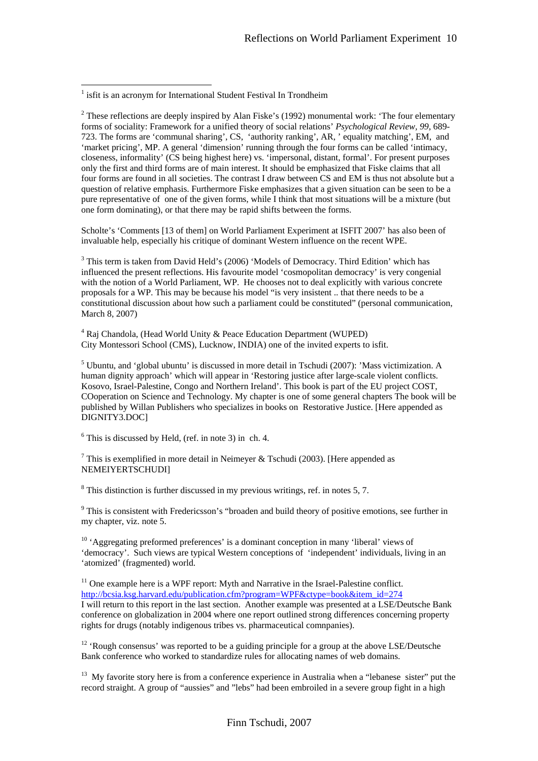---

[1] isfit is an acronym for International Student Festival In Trondheim

[2] These reflections are deeply inspired by Alan Fiske's (1992) monumental work: 'The four elementary forms of sociality: Framework for a unified theory of social relations' *Psychological Review, 99*, 689-723. The forms are 'communal sharing', CS, 'authority ranking', AR, ' equality matching', EM, and 'market pricing', MP. A general 'dimension' running through the four forms can be called 'intimacy, closeness, informality' (CS being highest here) vs. 'impersonal, distant, formal'. For present purposes only the first and third forms are of main interest. It should be emphasized that Fiske claims that all four forms are found in all societies. The contrast I draw between CS and EM is thus not absolute but a question of relative emphasis. Furthermore Fiske emphasizes that a given situation can be seen to be a pure representative of one of the given forms, while I think that most situations will be a mixture (but one form dominating), or that there may be rapid shifts between the forms.

Scholte's 'Comments [13 of them] on World Parliament Experiment at ISFIT 2007' has also been of invaluable help, especially his critique of dominant Western influence on the recent WPE.

[3] This term is taken from David Held's (2006) 'Models of Democracy. Third Edition' which has influenced the present reflections. His favourite model 'cosmopolitan democracy' is very congenial with the notion of a World Parliament, WP. He chooses not to deal explicitly with various concrete proposals for a WP. This may be because his model "is very insistent .. that there needs to be a constitutional discussion about how such a parliament could be constituted" (personal communication, March 8, 2007)

[4] Raj Chandola, (Head World Unity & Peace Education Department (WUPED) City Montessori School (CMS), Lucknow, INDIA) one of the invited experts to isfit.

[5] Ubuntu, and 'global ubuntu' is discussed in more detail in Tschudi (2007): 'Mass victimization. A human dignity approach' which will appear in 'Restoring justice after large-scale violent conflicts. Kosovo, Israel-Palestine, Congo and Northern Ireland'. This book is part of the EU project COST, COoperation on Science and Technology. My chapter is one of some general chapters The book will be published by Willan Publishers who specializes in books on Restorative Justice. [Here appended as DIGNITY3.DOC]

[6] This is discussed by Held, (ref. in note 3) in ch. 4.

[7] This is exemplified in more detail in Neimeyer & Tschudi (2003). [Here appended as NEMEIYERTSCHUDI]

[8] This distinction is further discussed in my previous writings, ref. in notes 5, 7.

[9] This is consistent with Fredericsson's "broaden and build theory of positive emotions, see further in my chapter, viz. note 5.

[10] 'Aggregating preformed preferences' is a dominant conception in many 'liberal' views of 'democracy'. Such views are typical Western conceptions of 'independent' individuals, living in an 'atomized' (fragmented) world.

[11] One example here is a WPF report: Myth and Narrative in the Israel-Palestine conflict. http://bcsia.ksg.harvard.edu/publication.cfm?program=WPF&ctype=book&item_id=274
I will return to this report in the last section. Another example was presented at a LSE/Deutsche Bank conference on globalization in 2004 where one report outlined strong differences concerning property rights for drugs (notably indigenous tribes vs. pharmaceutical comnpanies).

[12] 'Rough consensus' was reported to be a guiding principle for a group at the above LSE/Deutsche Bank conference who worked to standardize rules for allocating names of web domains.

[13] My favorite story here is from a conference experience in Australia when a "lebanese sister" put the record straight. A group of "aussies" and "lebs" had been embroiled in a severe group fight in a high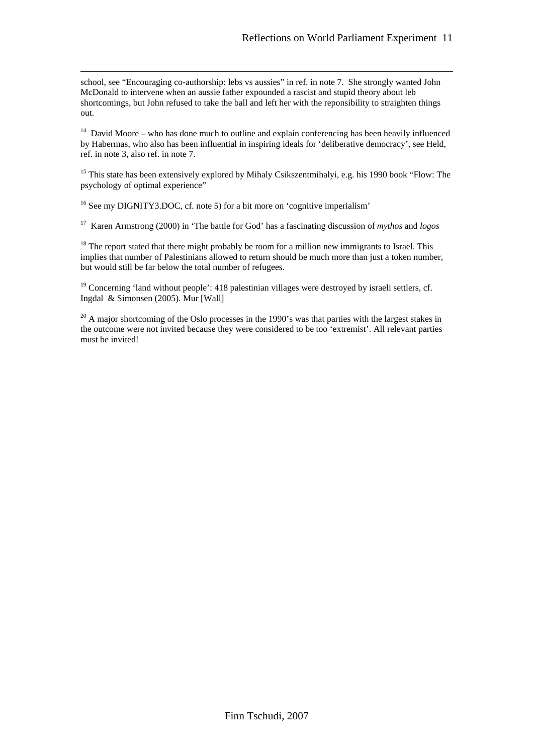school, see "Encouraging co-authorship: lebs vs aussies" in ref. in note 7. She strongly wanted John McDonald to intervene when an aussie father expounded a rascist and stupid theory about leb shortcomings, but John refused to take the ball and left her with the reponsibility to straighten things out.

[14] David Moore – who has done much to outline and explain conferencing has been heavily influenced by Habermas, who also has been influential in inspiring ideals for 'deliberative democracy', see Held, ref. in note 3, also ref. in note 7.

[15] This state has been extensively explored by Mihaly Csikszentmihalyi, e.g. his 1990 book "Flow: The psychology of optimal experience"

[16] See my DIGNITY3.DOC, cf. note 5) for a bit more on 'cognitive imperialism'

[17] Karen Armstrong (2000) in 'The battle for God' has a fascinating discussion of *mythos* and *logos*

[18] The report stated that there might probably be room for a million new immigrants to Israel. This implies that number of Palestinians allowed to return should be much more than just a token number, but would still be far below the total number of refugees.

[19] Concerning 'land without people': 418 palestinian villages were destroyed by israeli settlers, cf. Ingdal & Simonsen (2005). Mur [Wall]

[20] A major shortcoming of the Oslo processes in the 1990's was that parties with the largest stakes in the outcome were not invited because they were considered to be too 'extremist'. All relevant parties must be invited!